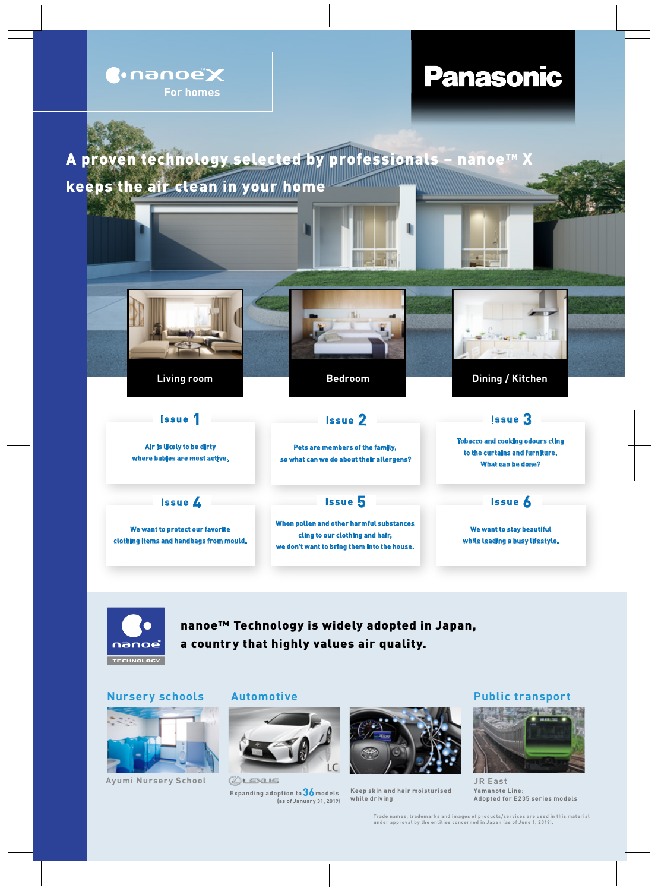nanoe X
For homes

Panasonic

# A proven technology selected by professionals – nanoe™ X keeps the air clean in your home

Living room

Bedroom

Dining / Kitchen

**Issue 1**

Air is likely to be dirty where babies are most active.

**Issue 2**

Pets are members of the family, so what can we do about their allergens?

**Issue 3**

Tobacco and cooking odours cling to the curtains and furniture. What can be done?

**Issue 4**

We want to protect our favorite clothing items and handbags from mould.

**Issue 5**

When pollen and other harmful substances cling to our clothing and hair, we don't want to bring them into the house.

**Issue 6**

We want to stay beautiful while leading a busy lifestyle.

nanoe TECHNOLOGY

## nanoe™ Technology is widely adopted in Japan, a country that highly values air quality.

### Nursery schools

Ayumi Nursery School

### Automotive

LEXUS

Expanding adoption to 36 models (as of January 31, 2019)

Keep skin and hair moisturised while driving

### Public transport

JR East
Yamanote Line:
Adopted for E235 series models

Trade names, trademarks and images of products/services are used in this material under approval by the entities concerned in Japan (as of June 1, 2019).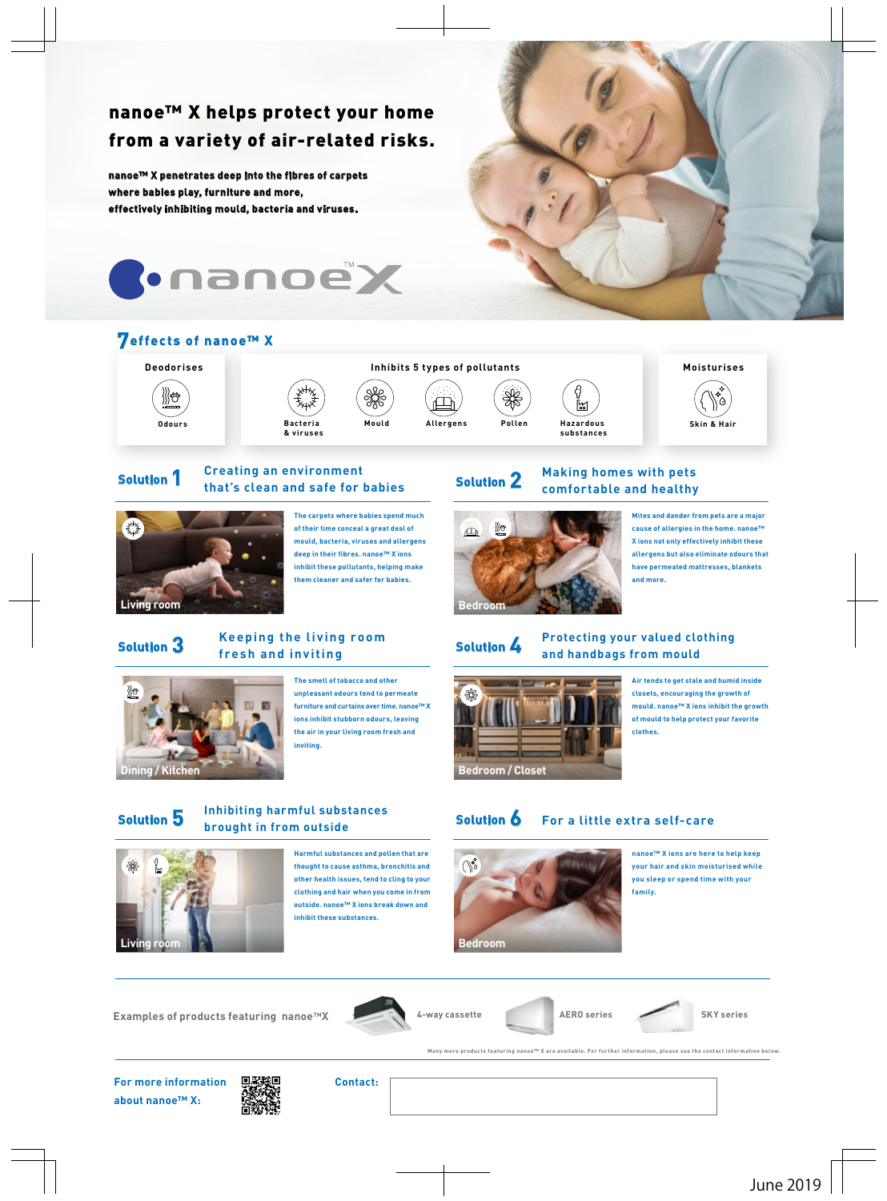# nanoe™ X helps protect your home from a variety of air-related risks.

**nanoe™ X penetrates deep into the fibres of carpets where babies play, furniture and more, effectively inhibiting mould, bacteria and viruses.**

nanoe™ X

## 7 effects of nanoe™ X

**Deodorises**

- Odours

**Inhibits 5 types of pollutants**

- Bacteria & viruses
- Mould
- Allergens
- Pollen
- Hazardous substances

**Moisturises**

- Skin & Hair

## Solution 1 — Creating an environment that's clean and safe for babies

Living room

The carpets where babies spend much of their time conceal a great deal of mould, bacteria, viruses and allergens deep in their fibres. nanoe™ X ions inhibit these pollutants, helping make them cleaner and safer for babies.

## Solution 2 — Making homes with pets comfortable and healthy

Bedroom

Mites and dander from pets are a major cause of allergies in the home. nanoe™ X ions not only effectively inhibit these allergens but also eliminate odours that have permeated mattresses, blankets and more.

## Solution 3 — Keeping the living room fresh and inviting

Dining / Kitchen

The smell of tobacco and other unpleasant odours tend to permeate furniture and curtains over time. nanoe™ X ions inhibit stubborn odours, leaving the air in your living room fresh and inviting.

## Solution 4 — Protecting your valued clothing and handbags from mould

Bedroom / Closet

Air tends to get stale and humid inside closets, encouraging the growth of mould. nanoe™ X ions inhibit the growth of mould to help protect your favorite clothes.

## Solution 5 — Inhibiting harmful substances brought in from outside

Living room

Harmful substances and pollen that are thought to cause asthma, bronchitis and other health issues, tend to cling to your clothing and hair when you come in from outside. nanoe™ X ions break down and inhibit these substances.

## Solution 6 — For a little extra self-care

Bedroom

nanoe™ X ions are here to help keep your hair and skin moisturised while you sleep or spend time with your family.

---

Examples of products featuring nanoe™X

- 4-way cassette
- AERO series
- SKY series

Many more products featuring nanoe™ X are available. For further information, please see the contact information below.

For more information about nanoe™ X:

Contact:

June 2019